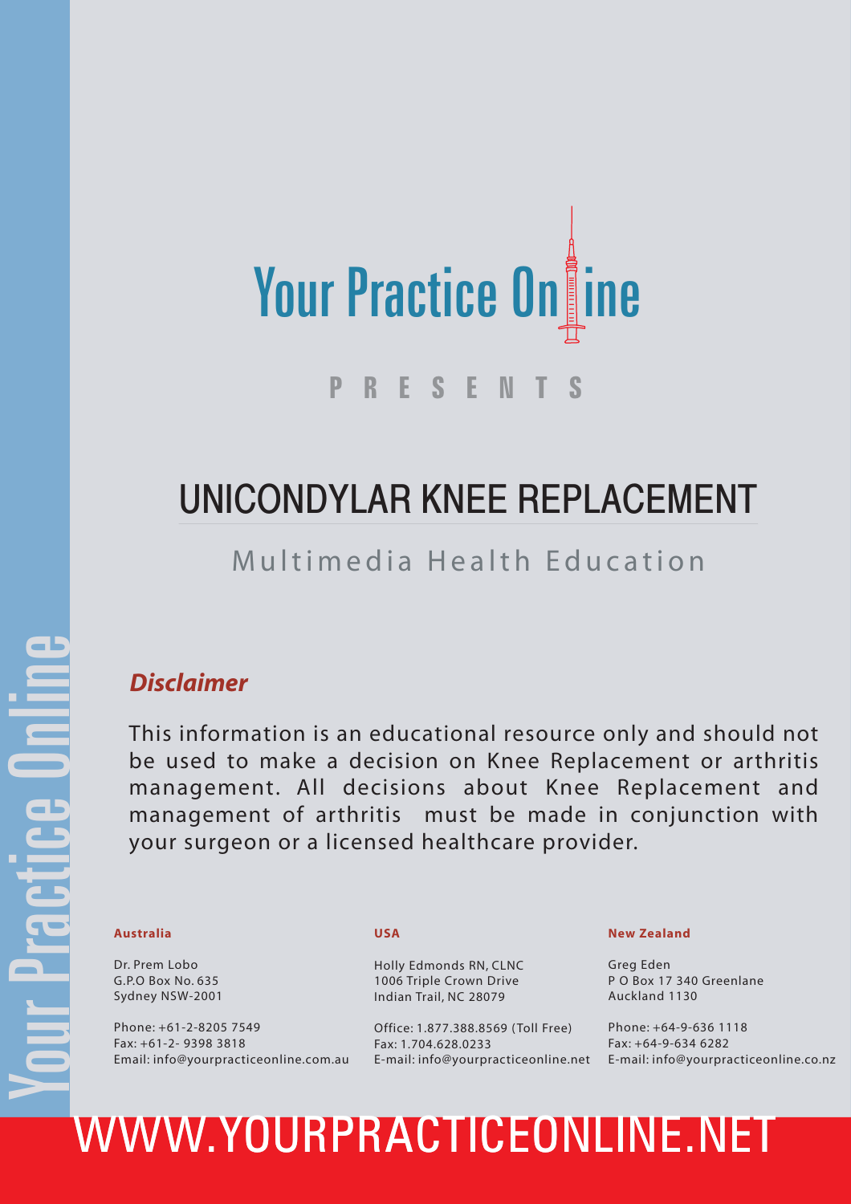Your Practice Online

PRESENTS

# UNICONDYLAR KNEE REPLACEMENT

Multimedia Health Education

***Disclaimer***

This information is an educational resource only and should not be used to make a decision on Knee Replacement or arthritis management. All decisions about Knee Replacement and management of arthritis must be made in conjunction with your surgeon or a licensed healthcare provider.

**Australia**

Dr. Prem Lobo
G.P.O Box No. 635
Sydney NSW-2001

Phone: +61-2-8205 7549
Fax: +61-2- 9398 3818
Email: info@yourpracticeonline.com.au

**USA**

Holly Edmonds RN, CLNC
1006 Triple Crown Drive
Indian Trail, NC 28079

Office: 1.877.388.8569 (Toll Free)
Fax: 1.704.628.0233
E-mail: info@yourpracticeonline.net

**New Zealand**

Greg Eden
P O Box 17 340 Greenlane
Auckland 1130

Phone: +64-9-636 1118
Fax: +64-9-634 6282
E-mail: info@yourpracticeonline.co.nz

WWW.YOURPRACTICEONLINE.NET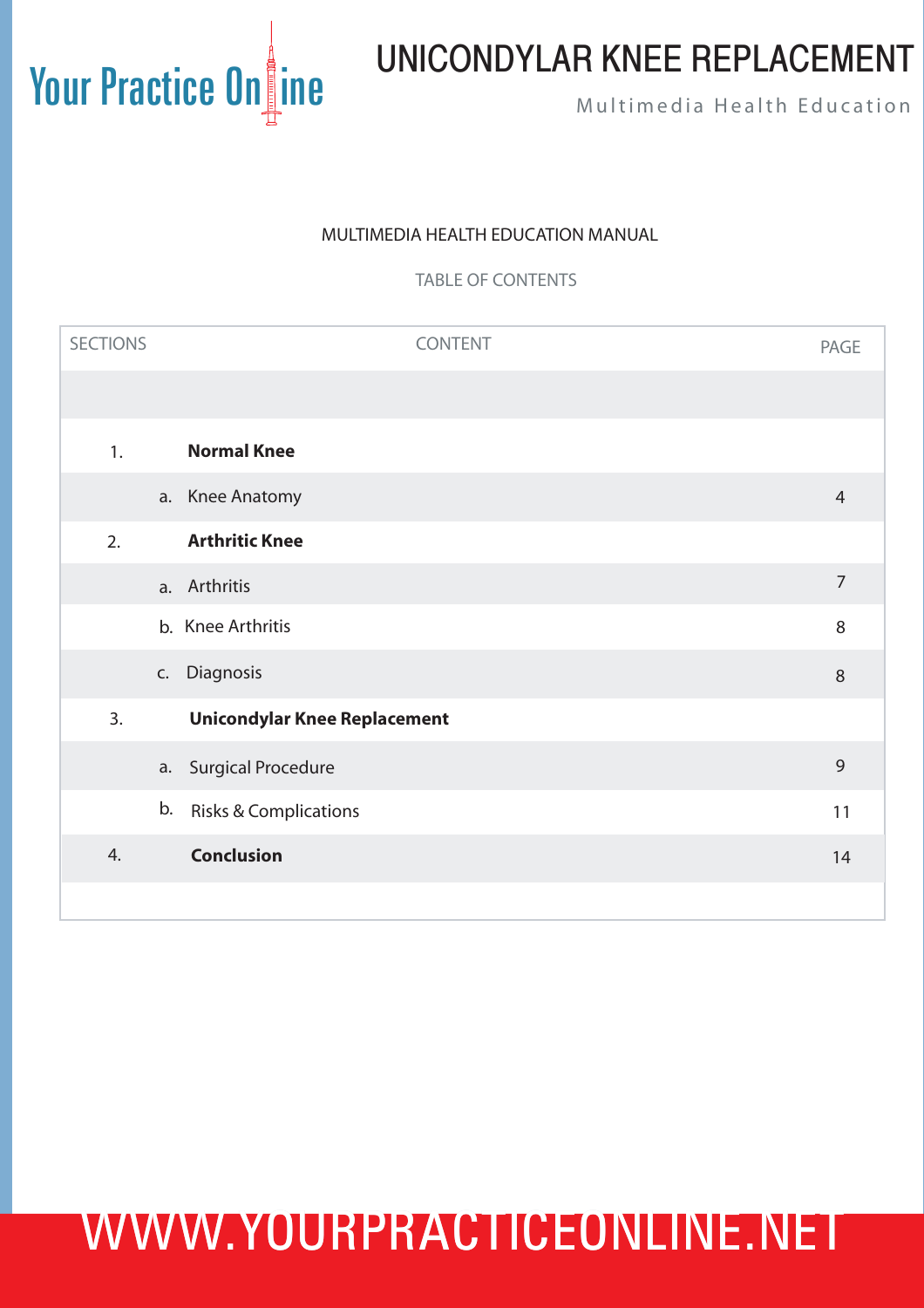# UNICONDYLAR KNEE REPLACEMENT

Multimedia Health Education

MULTIMEDIA HEALTH EDUCATION MANUAL

TABLE OF CONTENTS

| SECTIONS | CONTENT | PAGE |
|---|---|---|
| 1. | **Normal Knee** | |
| | a. Knee Anatomy | 4 |
| 2. | **Arthritic Knee** | |
| | a. Arthritis | 7 |
| | b. Knee Arthritis | 8 |
| | c. Diagnosis | 8 |
| 3. | **Unicondylar Knee Replacement** | |
| | a. Surgical Procedure | 9 |
| | b. Risks & Complications | 11 |
| 4. | **Conclusion** | 14 |

WWW.YOURPRACTICEONLINE.NET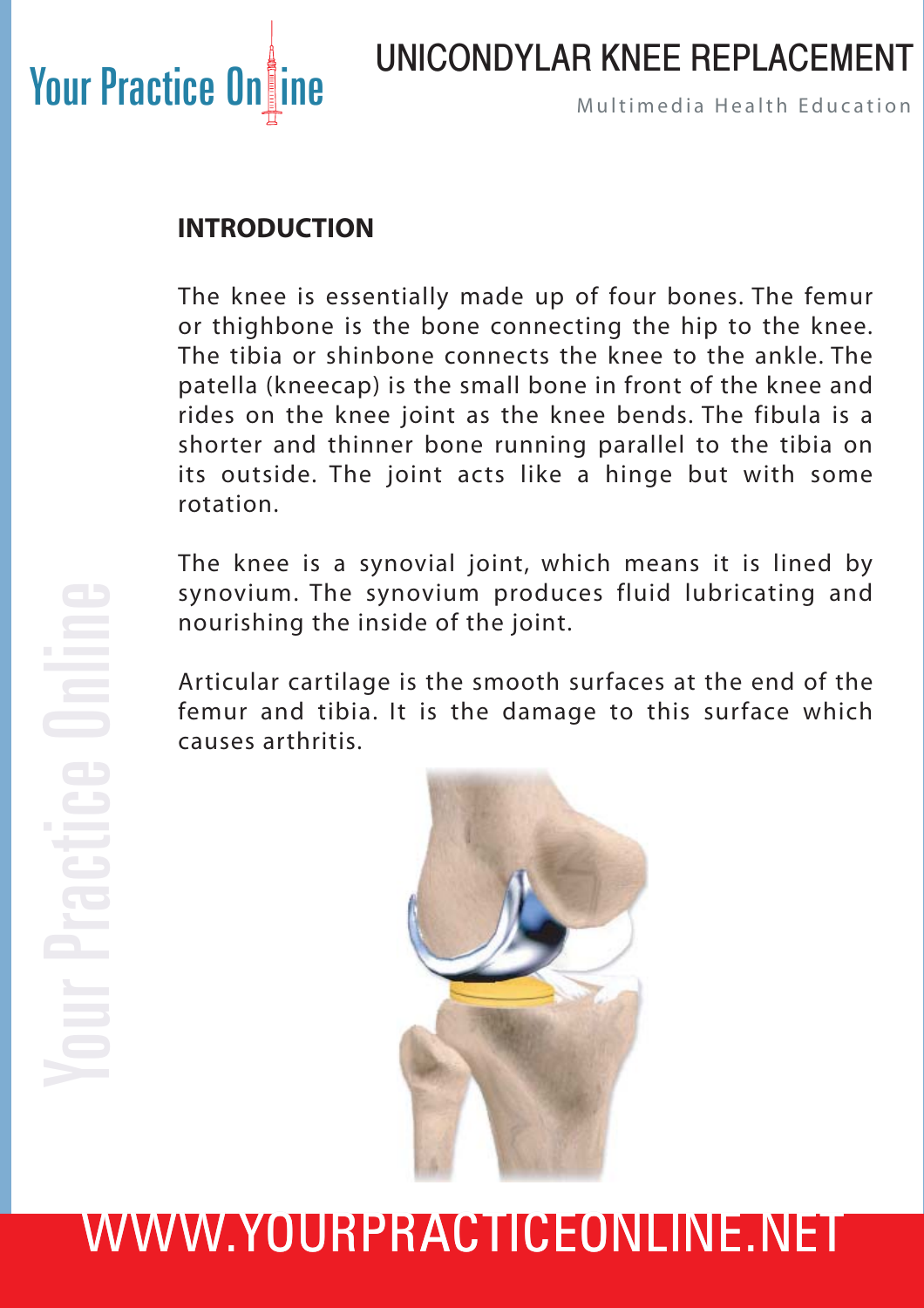## INTRODUCTION

The knee is essentially made up of four bones. The femur or thighbone is the bone connecting the hip to the knee. The tibia or shinbone connects the knee to the ankle. The patella (kneecap) is the small bone in front of the knee and rides on the knee joint as the knee bends. The fibula is a shorter and thinner bone running parallel to the tibia on its outside. The joint acts like a hinge but with some rotation.

The knee is a synovial joint, which means it is lined by synovium. The synovium produces fluid lubricating and nourishing the inside of the joint.

Articular cartilage is the smooth surfaces at the end of the femur and tibia. It is the damage to this surface which causes arthritis.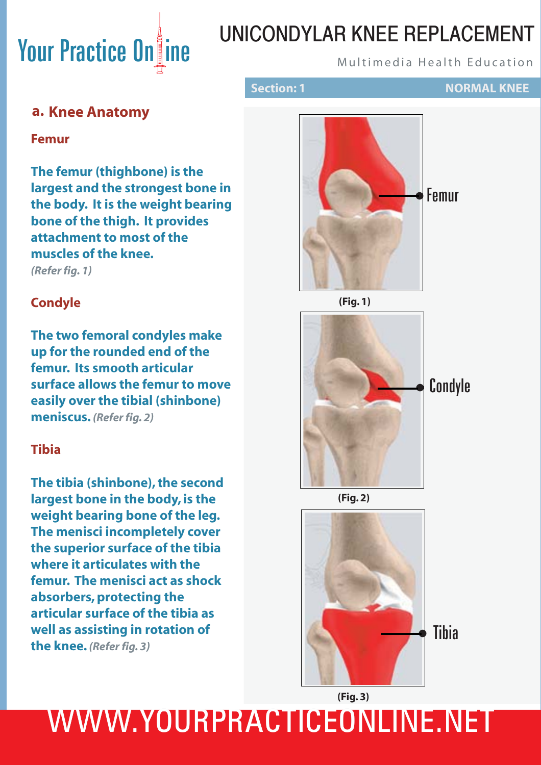# UNICONDYLAR KNEE REPLACEMENT

Multimedia Health Education

**Section: 1** **NORMAL KNEE**

## a. Knee Anatomy

### Femur

**The femur (thighbone) is the largest and the strongest bone in the body. It is the weight bearing bone of the thigh. It provides attachment to most of the muscles of the knee.**
*(Refer fig. 1)*

### Condyle

**The two femoral condyles make up for the rounded end of the femur. Its smooth articular surface allows the femur to move easily over the tibial (shinbone) meniscus.** *(Refer fig. 2)*

### Tibia

**The tibia (shinbone), the second largest bone in the body, is the weight bearing bone of the leg. The menisci incompletely cover the superior surface of the tibia where it articulates with the femur. The menisci act as shock absorbers, protecting the articular surface of the tibia as well as assisting in rotation of the knee.** *(Refer fig. 3)*

Femur

**(Fig. 1)**

Condyle

**(Fig. 2)**

Tibia

**(Fig. 3)**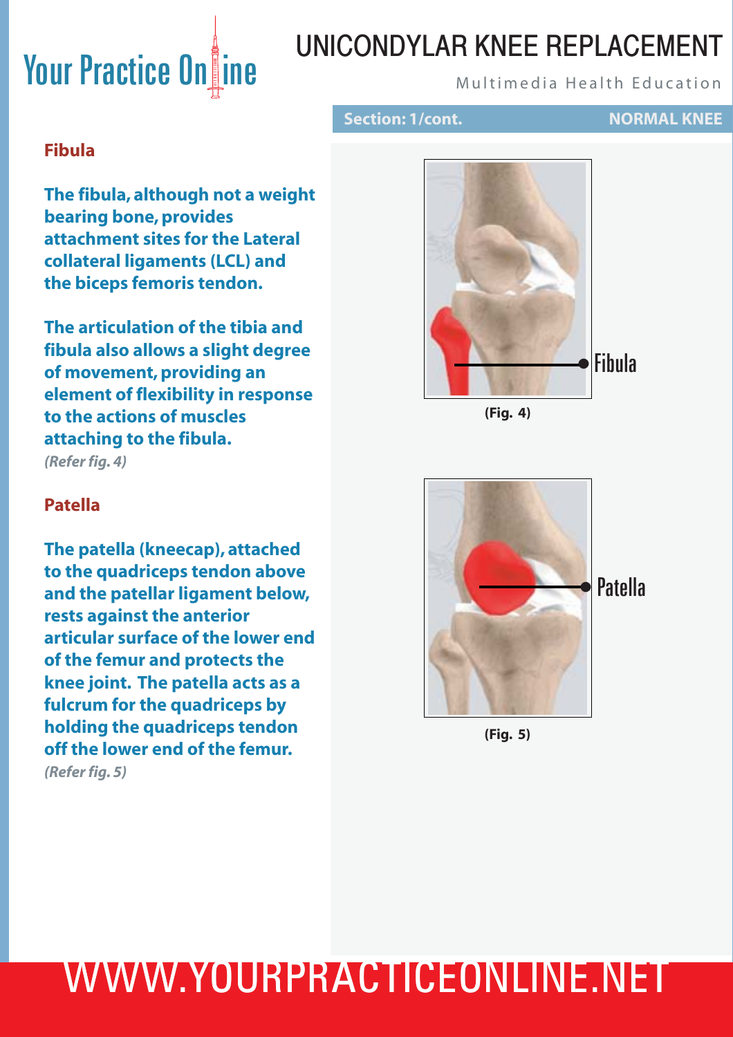## Fibula

**The fibula, although not a weight bearing bone, provides attachment sites for the Lateral collateral ligaments (LCL) and the biceps femoris tendon.**

**The articulation of the tibia and fibula also allows a slight degree of movement, providing an element of flexibility in response to the actions of muscles attaching to the fibula.**
*(Refer fig. 4)*

Fibula

**(Fig. 4)**

## Patella

**The patella (kneecap), attached to the quadriceps tendon above and the patellar ligament below, rests against the anterior articular surface of the lower end of the femur and protects the knee joint. The patella acts as a fulcrum for the quadriceps by holding the quadriceps tendon off the lower end of the femur.**
*(Refer fig. 5)*

Patella

**(Fig. 5)**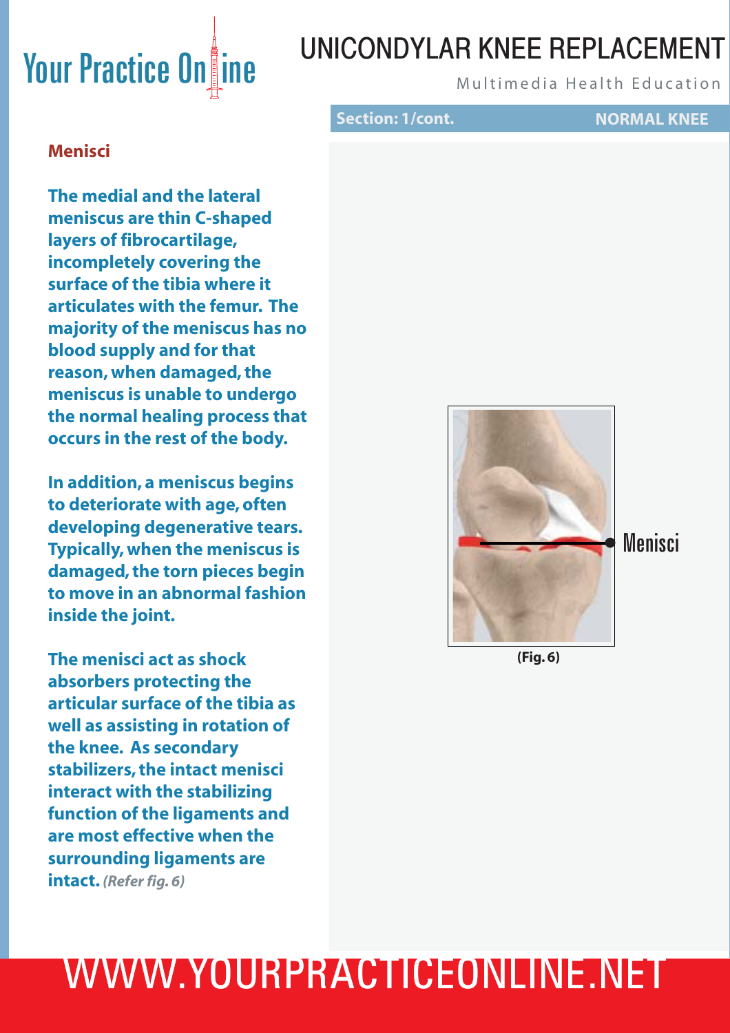## Menisci

**The medial and the lateral meniscus are thin C-shaped layers of fibrocartilage, incompletely covering the surface of the tibia where it articulates with the femur. The majority of the meniscus has no blood supply and for that reason, when damaged, the meniscus is unable to undergo the normal healing process that occurs in the rest of the body.**

**In addition, a meniscus begins to deteriorate with age, often developing degenerative tears. Typically, when the meniscus is damaged, the torn pieces begin to move in an abnormal fashion inside the joint.**

**The menisci act as shock absorbers protecting the articular surface of the tibia as well as assisting in rotation of the knee. As secondary stabilizers, the intact menisci interact with the stabilizing function of the ligaments and are most effective when the surrounding ligaments are intact.** ***(Refer fig. 6)***

Menisci

**(Fig. 6)**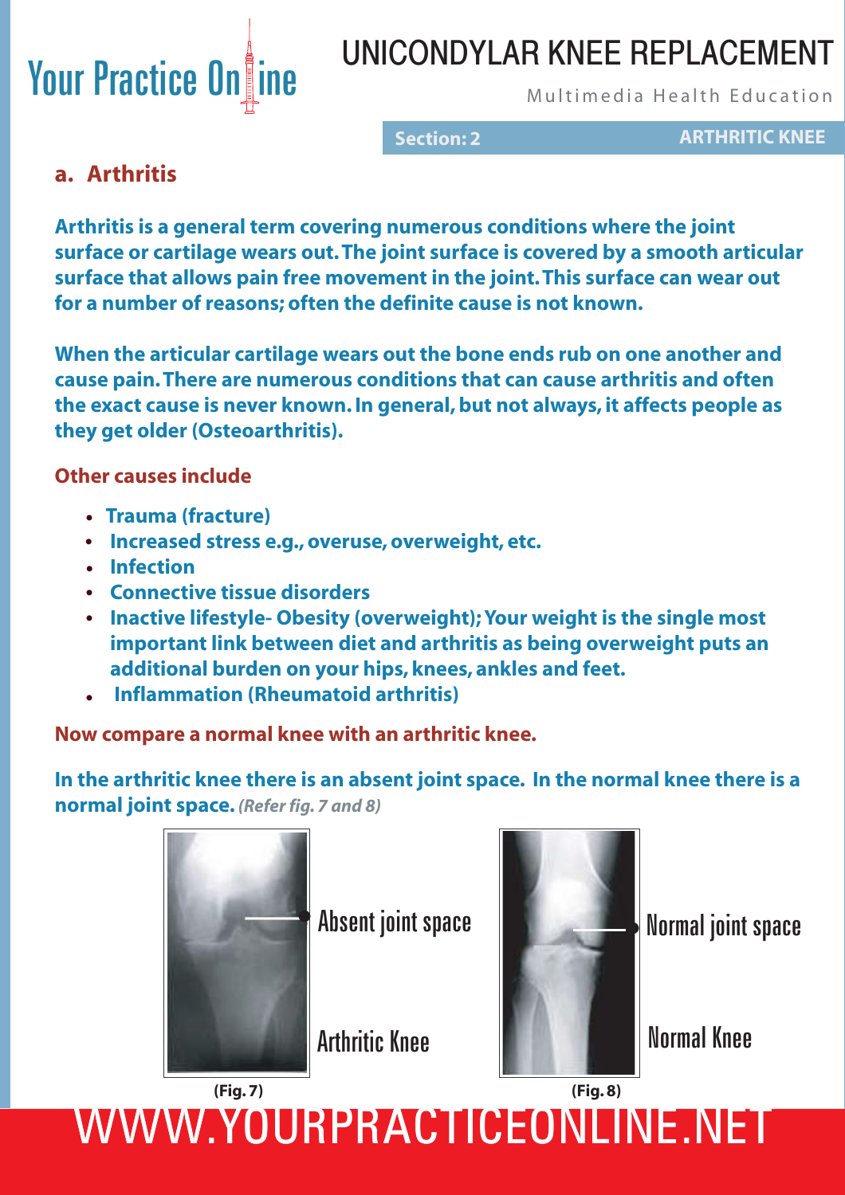## a. Arthritis

**Arthritis is a general term covering numerous conditions where the joint surface or cartilage wears out. The joint surface is covered by a smooth articular surface that allows pain free movement in the joint. This surface can wear out for a number of reasons; often the definite cause is not known.**

**When the articular cartilage wears out the bone ends rub on one another and cause pain. There are numerous conditions that can cause arthritis and often the exact cause is never known. In general, but not always, it affects people as they get older (Osteoarthritis).**

**Other causes include**

- **Trauma (fracture)**
- **Increased stress e.g., overuse, overweight, etc.**
- **Infection**
- **Connective tissue disorders**
- **Inactive lifestyle- Obesity (overweight); Your weight is the single most important link between diet and arthritis as being overweight puts an additional burden on your hips, knees, ankles and feet.**
- **Inflammation (Rheumatoid arthritis)**

**Now compare a normal knee with an arthritic knee.**

**In the arthritic knee there is an absent joint space. In the normal knee there is a normal joint space.** ***(Refer fig. 7 and 8)***

Absent joint space

Arthritic Knee

**(Fig. 7)**

Normal joint space

Normal Knee

**(Fig. 8)**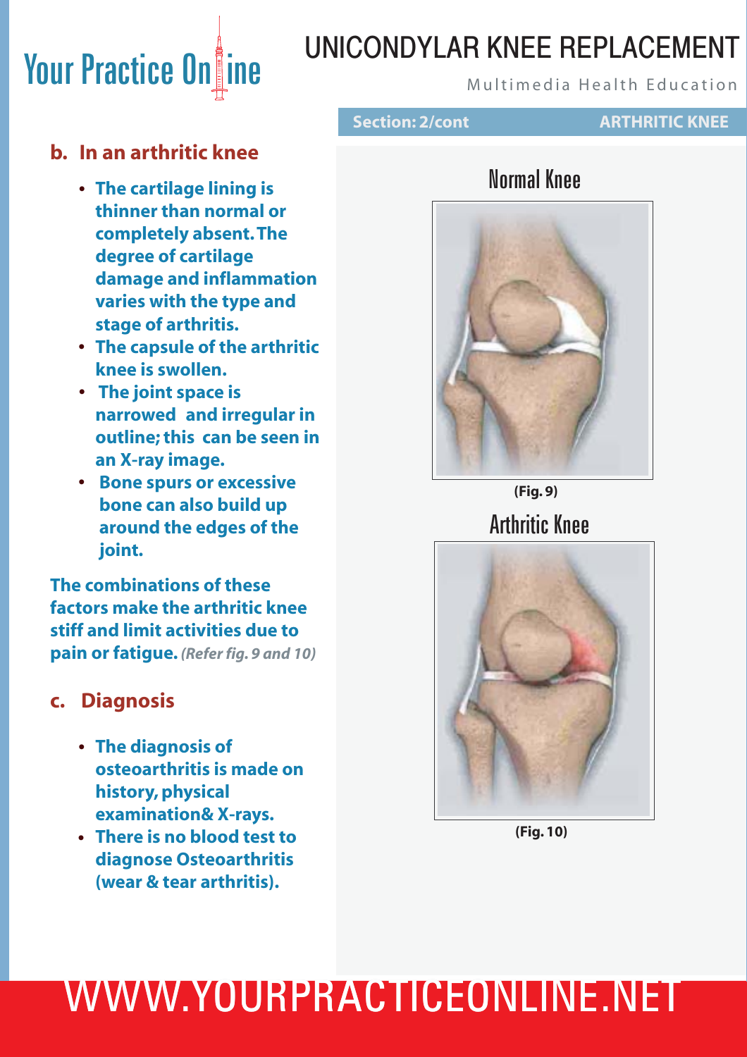## b. In an arthritic knee

- **The cartilage lining is thinner than normal or completely absent. The degree of cartilage damage and inflammation varies with the type and stage of arthritis.**
- **The capsule of the arthritic knee is swollen.**
- **The joint space is narrowed and irregular in outline; this can be seen in an X-ray image.**
- **Bone spurs or excessive bone can also build up around the edges of the joint.**

**The combinations of these factors make the arthritic knee stiff and limit activities due to pain or fatigue.** ***(Refer fig. 9 and 10)***

## c. Diagnosis

- **The diagnosis of osteoarthritis is made on history, physical examination& X-rays.**
- **There is no blood test to diagnose Osteoarthritis (wear & tear arthritis).**

Normal Knee

**(Fig. 9)**

Arthritic Knee

**(Fig. 10)**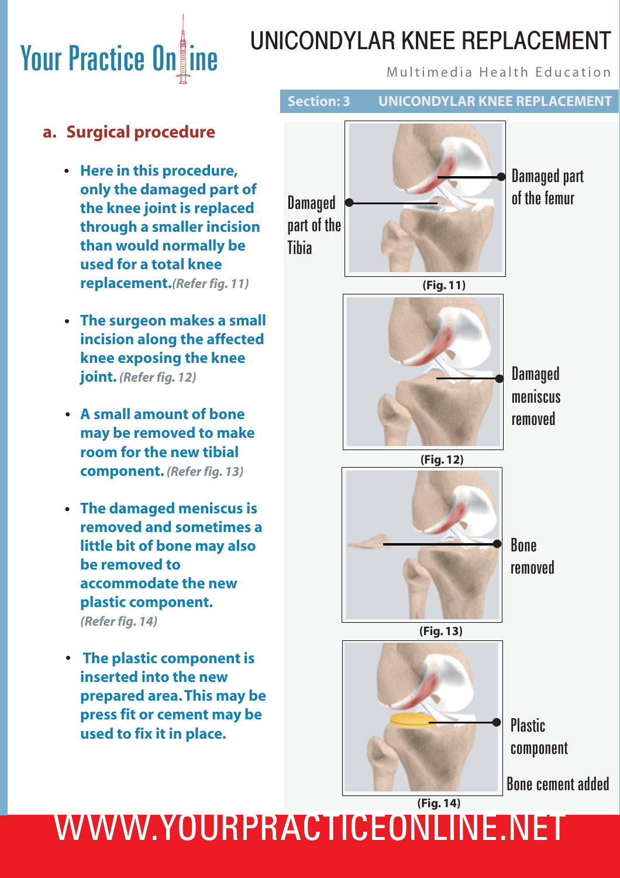# UNICONDYLAR KNEE REPLACEMENT

Multimedia Health Education

**Section: 3 UNICONDYLAR KNEE REPLACEMENT**

## a. Surgical procedure

- **Here in this procedure, only the damaged part of the knee joint is replaced through a smaller incision than would normally be used for a total knee replacement.** *(Refer fig. 11)*
- **The surgeon makes a small incision along the affected knee exposing the knee joint.** *(Refer fig. 12)*
- **A small amount of bone may be removed to make room for the new tibial component.** *(Refer fig. 13)*
- **The damaged meniscus is removed and sometimes a little bit of bone may also be removed to accommodate the new plastic component.** *(Refer fig. 14)*
- **The plastic component is inserted into the new prepared area. This may be press fit or cement may be used to fix it in place.**

Damaged part of the femur

Damaged part of the Tibia

**(Fig. 11)**

Damaged meniscus removed

**(Fig. 12)**

Bone removed

**(Fig. 13)**

Plastic component

Bone cement added

**(Fig. 14)**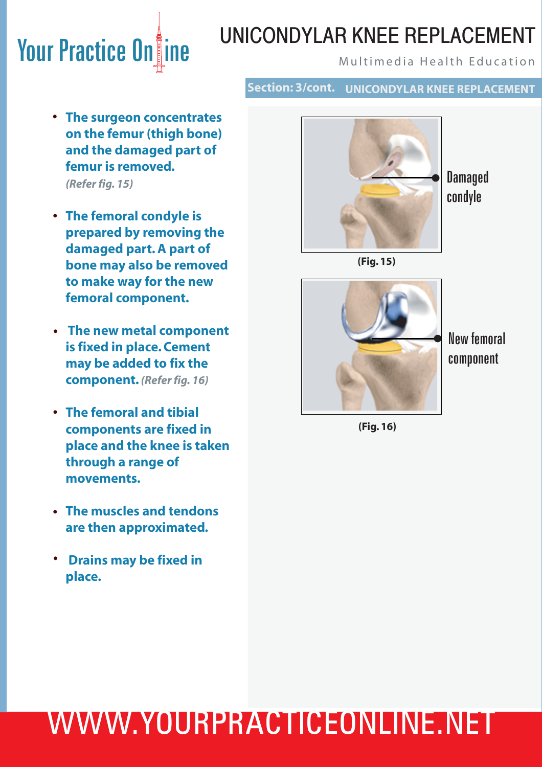## Section: 3/cont. UNICONDYLAR KNEE REPLACEMENT

- **The surgeon concentrates on the femur (thigh bone) and the damaged part of femur is removed.** ***(Refer fig. 15)***
- **The femoral condyle is prepared by removing the damaged part. A part of bone may also be removed to make way for the new femoral component.**
- **The new metal component is fixed in place. Cement may be added to fix the component.** ***(Refer fig. 16)***
- **The femoral and tibial components are fixed in place and the knee is taken through a range of movements.**
- **The muscles and tendons are then approximated.**
- **Drains may be fixed in place.**

Damaged condyle

**(Fig. 15)**

New femoral component

**(Fig. 16)**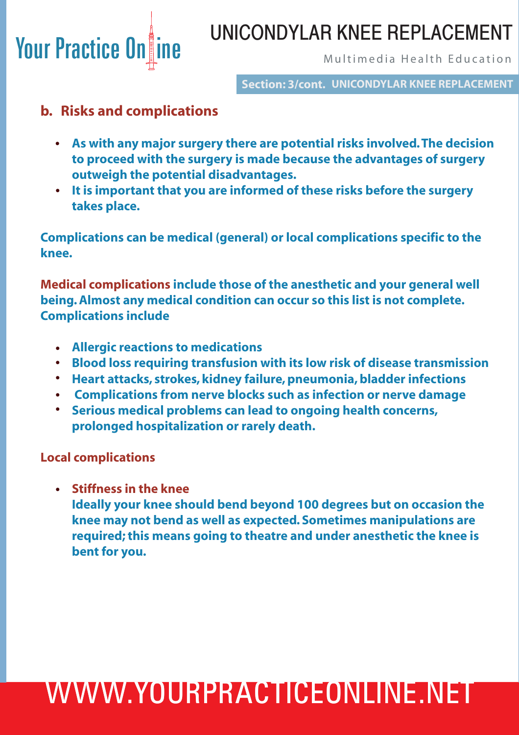**Section: 3/cont. UNICONDYLAR KNEE REPLACEMENT**

## b. Risks and complications

- **As with any major surgery there are potential risks involved. The decision to proceed with the surgery is made because the advantages of surgery outweigh the potential disadvantages.**
- **It is important that you are informed of these risks before the surgery takes place.**

**Complications can be medical (general) or local complications specific to the knee.**

**Medical complications include those of the anesthetic and your general well being. Almost any medical condition can occur so this list is not complete. Complications include**

- **Allergic reactions to medications**
- **Blood loss requiring transfusion with its low risk of disease transmission**
- **Heart attacks, strokes, kidney failure, pneumonia, bladder infections**
- **Complications from nerve blocks such as infection or nerve damage**
- **Serious medical problems can lead to ongoing health concerns, prolonged hospitalization or rarely death.**

### Local complications

- **Stiffness in the knee**
  **Ideally your knee should bend beyond 100 degrees but on occasion the knee may not bend as well as expected. Sometimes manipulations are required; this means going to theatre and under anesthetic the knee is bent for you.**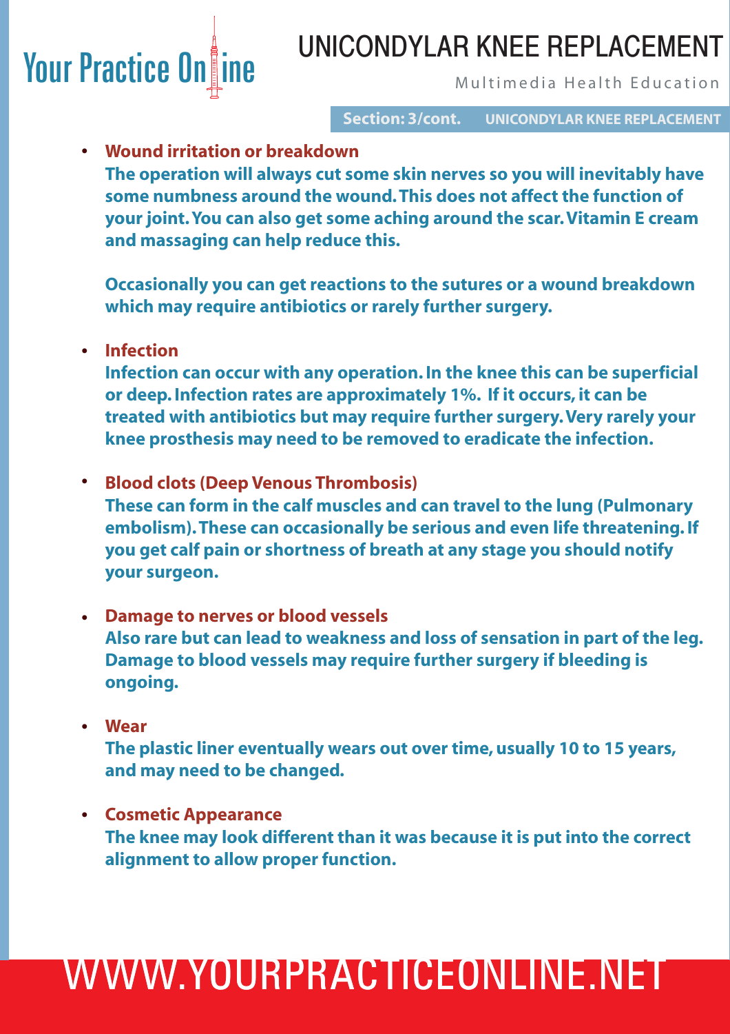- **Wound irritation or breakdown**

  **The operation will always cut some skin nerves so you will inevitably have some numbness around the wound. This does not affect the function of your joint. You can also get some aching around the scar. Vitamin E cream and massaging can help reduce this.**

  **Occasionally you can get reactions to the sutures or a wound breakdown which may require antibiotics or rarely further surgery.**

- **Infection**

  **Infection can occur with any operation. In the knee this can be superficial or deep. Infection rates are approximately 1%. If it occurs, it can be treated with antibiotics but may require further surgery. Very rarely your knee prosthesis may need to be removed to eradicate the infection.**

- **Blood clots (Deep Venous Thrombosis)**

  **These can form in the calf muscles and can travel to the lung (Pulmonary embolism). These can occasionally be serious and even life threatening. If you get calf pain or shortness of breath at any stage you should notify your surgeon.**

- **Damage to nerves or blood vessels**

  **Also rare but can lead to weakness and loss of sensation in part of the leg. Damage to blood vessels may require further surgery if bleeding is ongoing.**

- **Wear**

  **The plastic liner eventually wears out over time, usually 10 to 15 years, and may need to be changed.**

- **Cosmetic Appearance**

  **The knee may look different than it was because it is put into the correct alignment to allow proper function.**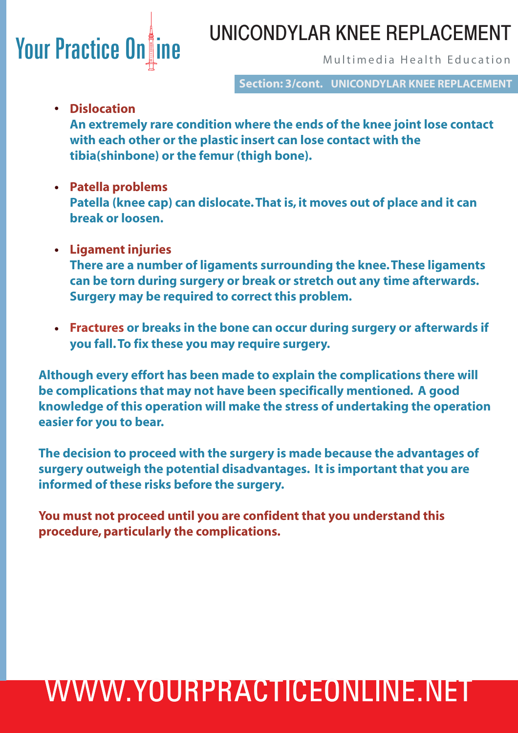- **Dislocation**
  An extremely rare condition where the ends of the knee joint lose contact with each other or the plastic insert can lose contact with the tibia(shinbone) or the femur (thigh bone).

- **Patella problems**
  Patella (knee cap) can dislocate. That is, it moves out of place and it can break or loosen.

- **Ligament injuries**
  There are a number of ligaments surrounding the knee. These ligaments can be torn during surgery or break or stretch out any time afterwards. Surgery may be required to correct this problem.

- **Fractures** or breaks in the bone can occur during surgery or afterwards if you fall. To fix these you may require surgery.

Although every effort has been made to explain the complications there will be complications that may not have been specifically mentioned. A good knowledge of this operation will make the stress of undertaking the operation easier for you to bear.

The decision to proceed with the surgery is made because the advantages of surgery outweigh the potential disadvantages. It is important that you are informed of these risks before the surgery.

**You must not proceed until you are confident that you understand this procedure, particularly the complications.**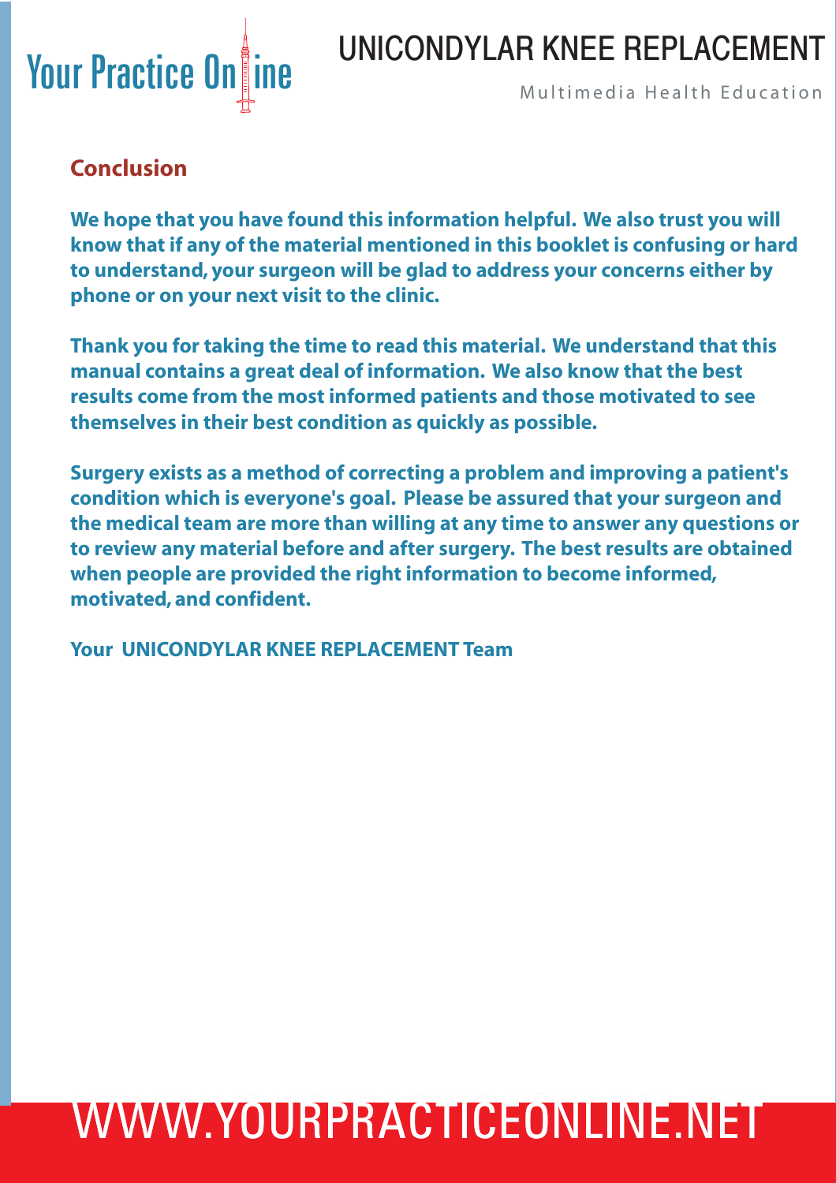## Conclusion

**We hope that you have found this information helpful. We also trust you will know that if any of the material mentioned in this booklet is confusing or hard to understand, your surgeon will be glad to address your concerns either by phone or on your next visit to the clinic.**

**Thank you for taking the time to read this material. We understand that this manual contains a great deal of information. We also know that the best results come from the most informed patients and those motivated to see themselves in their best condition as quickly as possible.**

**Surgery exists as a method of correcting a problem and improving a patient's condition which is everyone's goal. Please be assured that your surgeon and the medical team are more than willing at any time to answer any questions or to review any material before and after surgery. The best results are obtained when people are provided the right information to become informed, motivated, and confident.**

**Your UNICONDYLAR KNEE REPLACEMENT Team**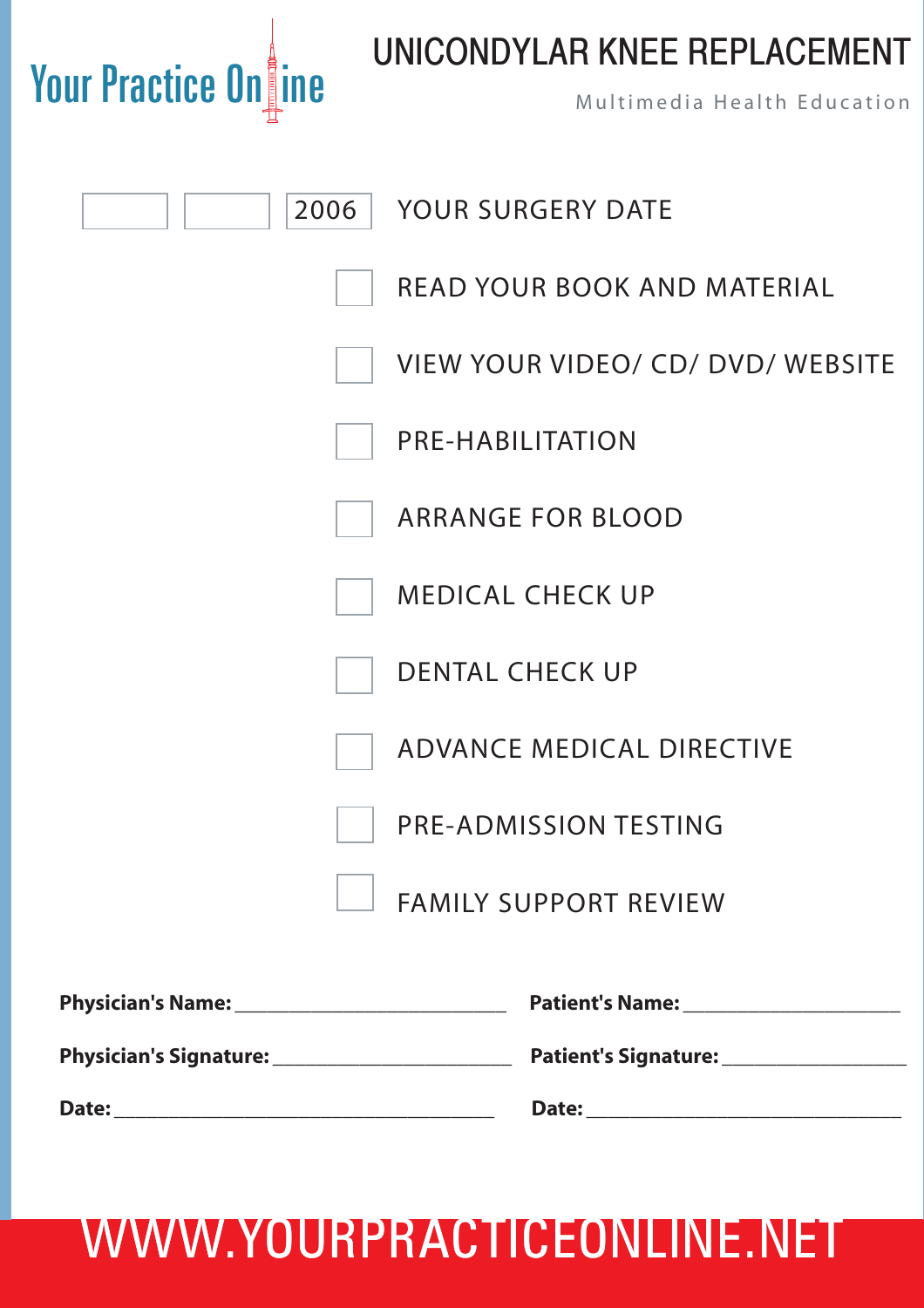Your Practice Online

# UNICONDYLAR KNEE REPLACEMENT

Multimedia Health Education

| | | | |
|---|---|---|---|
| | | 2006 | YOUR SURGERY DATE |

- [ ] READ YOUR BOOK AND MATERIAL
- [ ] VIEW YOUR VIDEO/ CD/ DVD/ WEBSITE
- [ ] PRE-HABILITATION
- [ ] ARRANGE FOR BLOOD
- [ ] MEDICAL CHECK UP
- [ ] DENTAL CHECK UP
- [ ] ADVANCE MEDICAL DIRECTIVE
- [ ] PRE-ADMISSION TESTING
- [ ] FAMILY SUPPORT REVIEW

**Physician's Name:** ______________________ **Patient's Name:** ______________________

**Physician's Signature:** ______________________ **Patient's Signature:** ______________________

**Date:** ______________________ **Date:** ______________________

WWW.YOURPRACTICEONLINE.NET